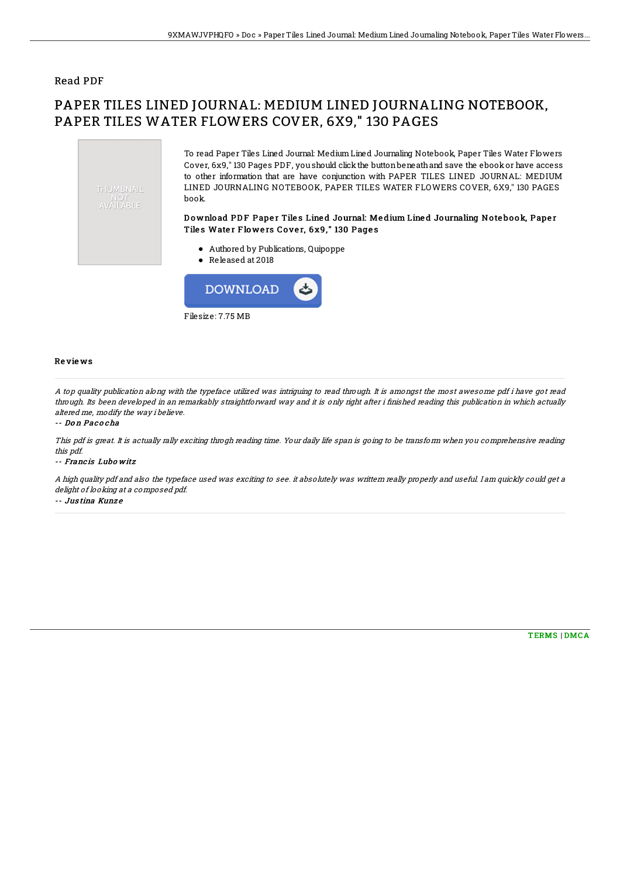## Read PDF

# PAPER TILES LINED JOURNAL: MEDIUM LINED JOURNALING NOTEBOOK, PAPER TILES WATER FLOWERS COVER, 6X9," 130 PAGES

THUMBNAIL NOT AVAILABLE

To read Paper Tiles Lined Journal: Medium Lined Journaling Notebook, Paper Tiles Water Flowers Cover, 6x9," 130 Pages PDF, you should click the button beneath and save the ebook or have access to other information that are have conjunction with PAPER TILES LINED JOURNAL: MEDIUM LINED JOURNALING NOTEBOOK, PAPER TILES WATER FLOWERS COVER, 6X9," 130 PAGES book.

### Download PDF Paper Tiles Lined Journal: Medium Lined Journaling Notebook, Paper Tiles Water Flowers Cover, 6x9," 130 Pages

- Authored by Publications, Quipoppe
- Released at 2018

DOWNLOAD

Filesize: 7.75 MB

### Reviews

*A top quality publication along with the typeface utilized was intriguing to read through. It is amongst the most awesome pdf i have got read through. Its been developed in an remarkably straightforward way and it is only right after i finished reading this publication in which actually altered me, modify the way i believe.*

*-- Don Pacocha*

*This pdf is great. It is actually rally exciting throgh reading time. Your daily life span is going to be transform when you comprehensive reading this pdf.*

*-- Francis Lubowitz*

*A high quality pdf and also the typeface used was exciting to see. it absolutely was writtern really properly and useful. I am quickly could get a delight of looking at a composed pdf.*

*-- Justina Kunze*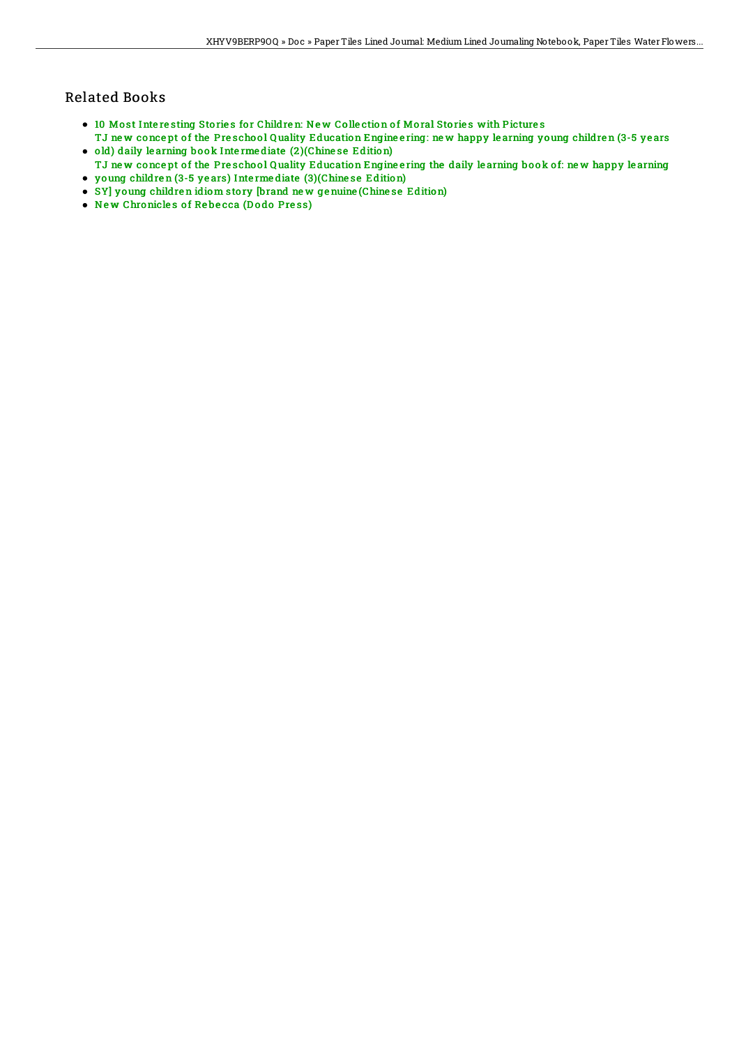## Related Books

- 10 Most Interesting Stories for Children: New Collection of Moral Stories with Pictures
- TJ new concept of the Preschool Quality Education Engineering: new happy learning young children (3-5 years old) daily learning book Intermediate (2)(Chinese Edition)
- TJ new concept of the Preschool Quality Education Engineering the daily learning book of: new happy learning young children (3-5 years) Intermediate (3)(Chinese Edition)
- SY] young children idiom story [brand new genuine(Chinese Edition)
- New Chronicles of Rebecca (Dodo Press)